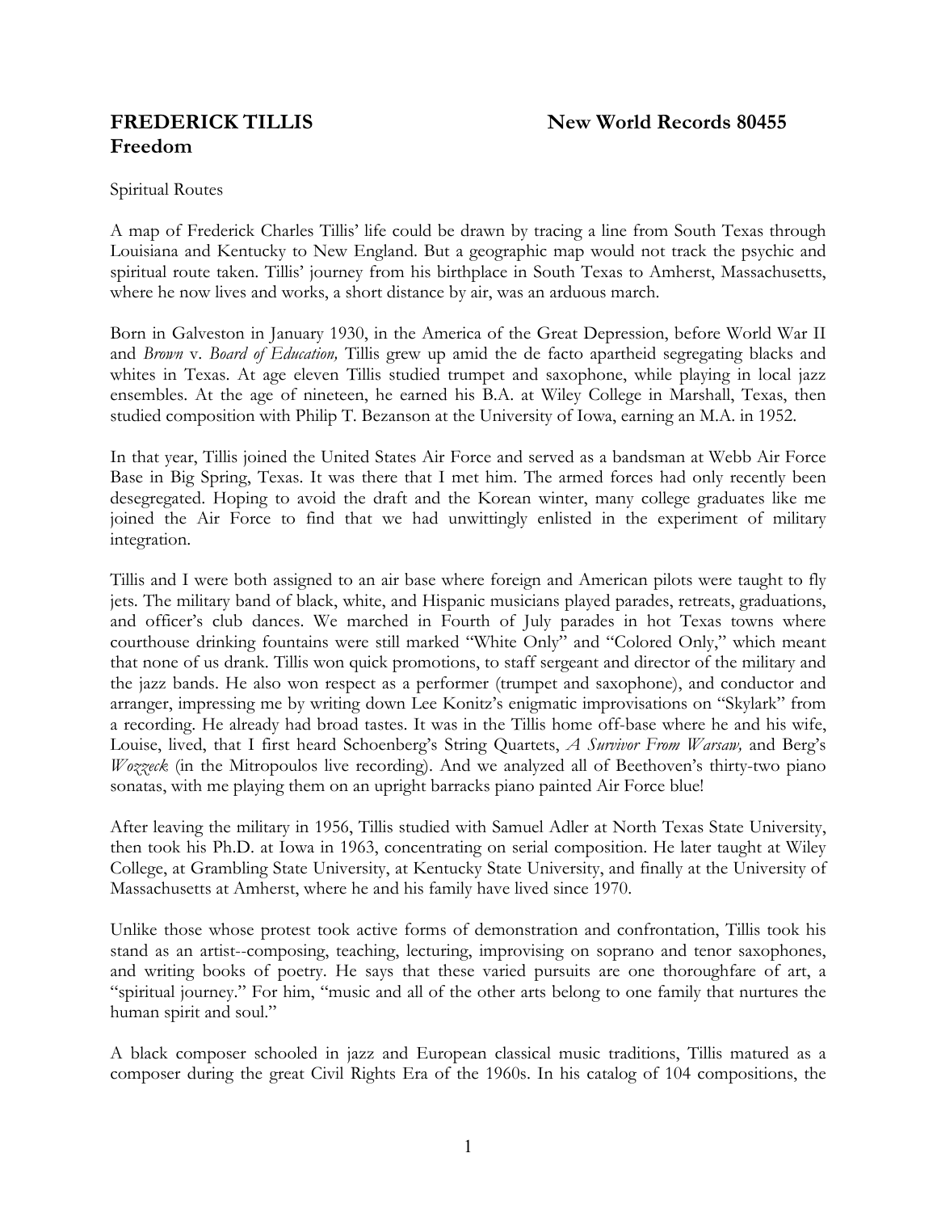# FREDERICK TILLIS — New World Records 80455

# Freedom

Spiritual Routes

A map of Frederick Charles Tillis' life could be drawn by tracing a line from South Texas through Louisiana and Kentucky to New England. But a geographic map would not track the psychic and spiritual route taken. Tillis' journey from his birthplace in South Texas to Amherst, Massachusetts, where he now lives and works, a short distance by air, was an arduous march.

Born in Galveston in January 1930, in the America of the Great Depression, before World War II and *Brown* v. *Board of Education,* Tillis grew up amid the de facto apartheid segregating blacks and whites in Texas. At age eleven Tillis studied trumpet and saxophone, while playing in local jazz ensembles. At the age of nineteen, he earned his B.A. at Wiley College in Marshall, Texas, then studied composition with Philip T. Bezanson at the University of Iowa, earning an M.A. in 1952.

In that year, Tillis joined the United States Air Force and served as a bandsman at Webb Air Force Base in Big Spring, Texas. It was there that I met him. The armed forces had only recently been desegregated. Hoping to avoid the draft and the Korean winter, many college graduates like me joined the Air Force to find that we had unwittingly enlisted in the experiment of military integration.

Tillis and I were both assigned to an air base where foreign and American pilots were taught to fly jets. The military band of black, white, and Hispanic musicians played parades, retreats, graduations, and officer's club dances. We marched in Fourth of July parades in hot Texas towns where courthouse drinking fountains were still marked "White Only" and "Colored Only," which meant that none of us drank. Tillis won quick promotions, to staff sergeant and director of the military and the jazz bands. He also won respect as a performer (trumpet and saxophone), and conductor and arranger, impressing me by writing down Lee Konitz's enigmatic improvisations on "Skylark" from a recording. He already had broad tastes. It was in the Tillis home off-base where he and his wife, Louise, lived, that I first heard Schoenberg's String Quartets, *A Survivor From Warsaw,* and Berg's *Wozzeck* (in the Mitropoulos live recording). And we analyzed all of Beethoven's thirty-two piano sonatas, with me playing them on an upright barracks piano painted Air Force blue!

After leaving the military in 1956, Tillis studied with Samuel Adler at North Texas State University, then took his Ph.D. at Iowa in 1963, concentrating on serial composition. He later taught at Wiley College, at Grambling State University, at Kentucky State University, and finally at the University of Massachusetts at Amherst, where he and his family have lived since 1970.

Unlike those whose protest took active forms of demonstration and confrontation, Tillis took his stand as an artist--composing, teaching, lecturing, improvising on soprano and tenor saxophones, and writing books of poetry. He says that these varied pursuits are one thoroughfare of art, a "spiritual journey." For him, "music and all of the other arts belong to one family that nurtures the human spirit and soul."

A black composer schooled in jazz and European classical music traditions, Tillis matured as a composer during the great Civil Rights Era of the 1960s. In his catalog of 104 compositions, the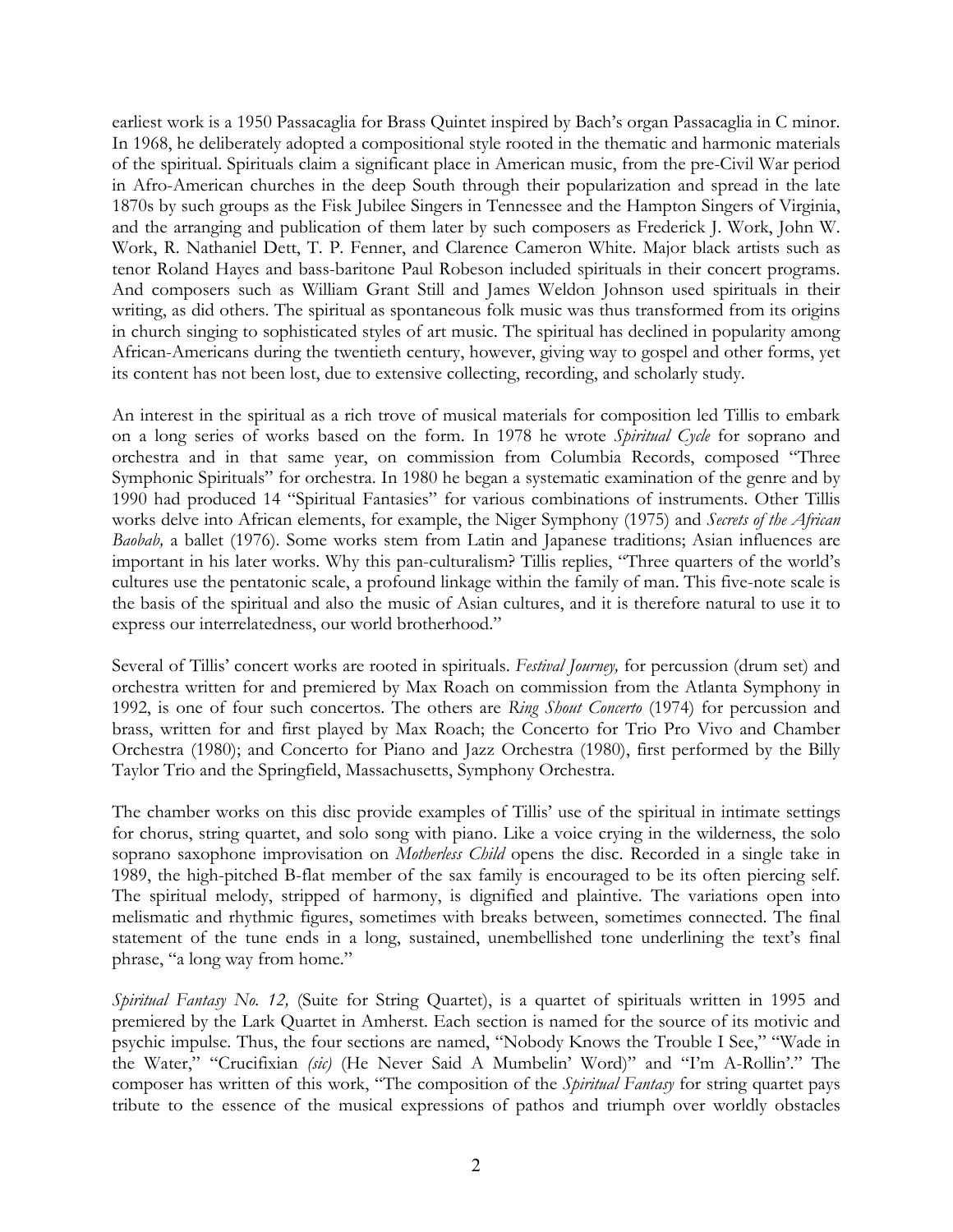earliest work is a 1950 Passacaglia for Brass Quintet inspired by Bach's organ Passacaglia in C minor. In 1968, he deliberately adopted a compositional style rooted in the thematic and harmonic materials of the spiritual. Spirituals claim a significant place in American music, from the pre-Civil War period in Afro-American churches in the deep South through their popularization and spread in the late 1870s by such groups as the Fisk Jubilee Singers in Tennessee and the Hampton Singers of Virginia, and the arranging and publication of them later by such composers as Frederick J. Work, John W. Work, R. Nathaniel Dett, T. P. Fenner, and Clarence Cameron White. Major black artists such as tenor Roland Hayes and bass-baritone Paul Robeson included spirituals in their concert programs. And composers such as William Grant Still and James Weldon Johnson used spirituals in their writing, as did others. The spiritual as spontaneous folk music was thus transformed from its origins in church singing to sophisticated styles of art music. The spiritual has declined in popularity among African-Americans during the twentieth century, however, giving way to gospel and other forms, yet its content has not been lost, due to extensive collecting, recording, and scholarly study.

An interest in the spiritual as a rich trove of musical materials for composition led Tillis to embark on a long series of works based on the form. In 1978 he wrote *Spiritual Cycle* for soprano and orchestra and in that same year, on commission from Columbia Records, composed "Three Symphonic Spirituals" for orchestra. In 1980 he began a systematic examination of the genre and by 1990 had produced 14 "Spiritual Fantasies" for various combinations of instruments. Other Tillis works delve into African elements, for example, the Niger Symphony (1975) and *Secrets of the African Baobab,* a ballet (1976). Some works stem from Latin and Japanese traditions; Asian influences are important in his later works. Why this pan-culturalism? Tillis replies, "Three quarters of the world's cultures use the pentatonic scale, a profound linkage within the family of man. This five-note scale is the basis of the spiritual and also the music of Asian cultures, and it is therefore natural to use it to express our interrelatedness, our world brotherhood."

Several of Tillis' concert works are rooted in spirituals. *Festival Journey,* for percussion (drum set) and orchestra written for and premiered by Max Roach on commission from the Atlanta Symphony in 1992, is one of four such concertos. The others are *Ring Shout Concerto* (1974) for percussion and brass, written for and first played by Max Roach; the Concerto for Trio Pro Vivo and Chamber Orchestra (1980); and Concerto for Piano and Jazz Orchestra (1980), first performed by the Billy Taylor Trio and the Springfield, Massachusetts, Symphony Orchestra.

The chamber works on this disc provide examples of Tillis' use of the spiritual in intimate settings for chorus, string quartet, and solo song with piano. Like a voice crying in the wilderness, the solo soprano saxophone improvisation on *Motherless Child* opens the disc. Recorded in a single take in 1989, the high-pitched B-flat member of the sax family is encouraged to be its often piercing self. The spiritual melody, stripped of harmony, is dignified and plaintive. The variations open into melismatic and rhythmic figures, sometimes with breaks between, sometimes connected. The final statement of the tune ends in a long, sustained, unembellished tone underlining the text's final phrase, "a long way from home."

*Spiritual Fantasy No. 12,* (Suite for String Quartet), is a quartet of spirituals written in 1995 and premiered by the Lark Quartet in Amherst. Each section is named for the source of its motivic and psychic impulse. Thus, the four sections are named, "Nobody Knows the Trouble I See," "Wade in the Water," "Crucifixian *(sic)* (He Never Said A Mumbelin' Word)" and "I'm A-Rollin'." The composer has written of this work, "The composition of the *Spiritual Fantasy* for string quartet pays tribute to the essence of the musical expressions of pathos and triumph over worldly obstacles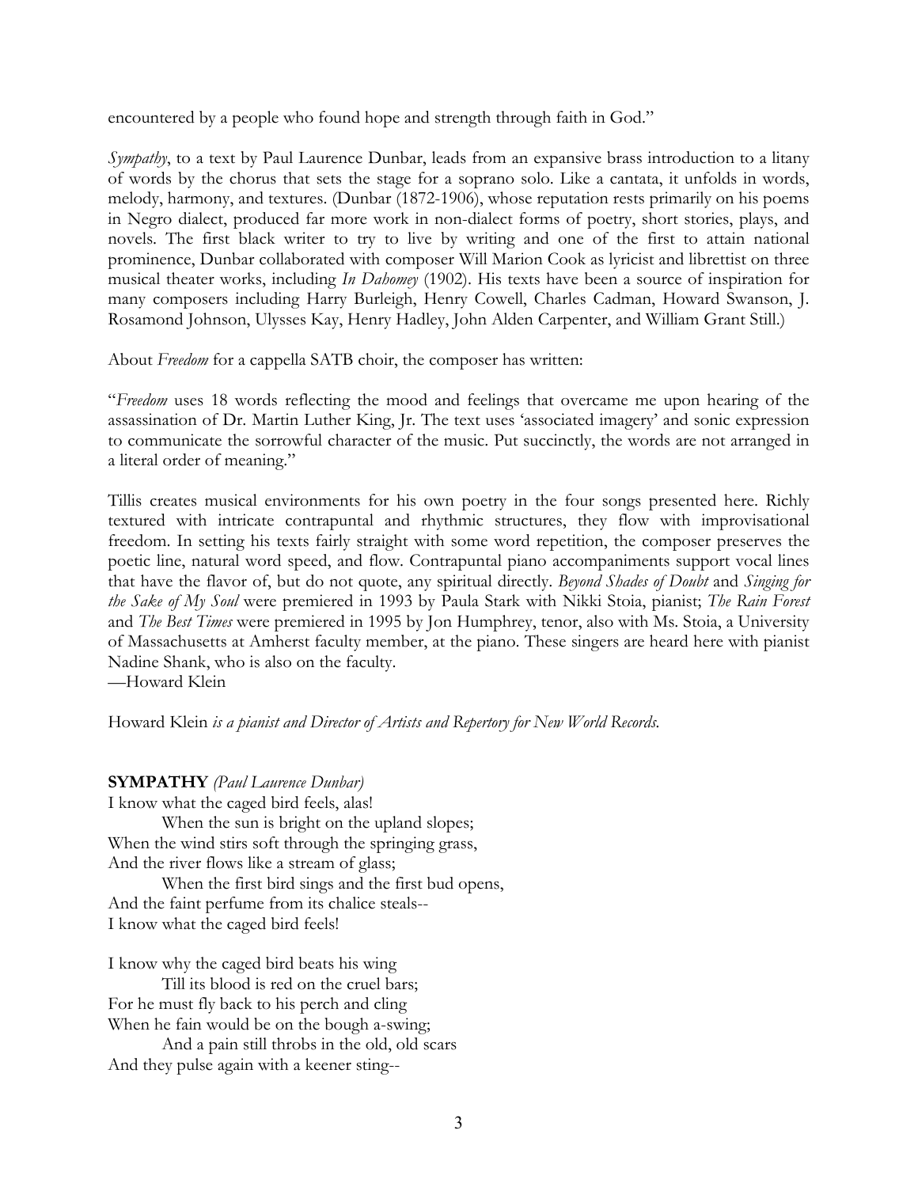encountered by a people who found hope and strength through faith in God."

*Sympathy*, to a text by Paul Laurence Dunbar, leads from an expansive brass introduction to a litany of words by the chorus that sets the stage for a soprano solo. Like a cantata, it unfolds in words, melody, harmony, and textures. (Dunbar (1872-1906), whose reputation rests primarily on his poems in Negro dialect, produced far more work in non-dialect forms of poetry, short stories, plays, and novels. The first black writer to try to live by writing and one of the first to attain national prominence, Dunbar collaborated with composer Will Marion Cook as lyricist and librettist on three musical theater works, including *In Dahomey* (1902). His texts have been a source of inspiration for many composers including Harry Burleigh, Henry Cowell, Charles Cadman, Howard Swanson, J. Rosamond Johnson, Ulysses Kay, Henry Hadley, John Alden Carpenter, and William Grant Still.)

About *Freedom* for a cappella SATB choir, the composer has written:

"*Freedom* uses 18 words reflecting the mood and feelings that overcame me upon hearing of the assassination of Dr. Martin Luther King, Jr. The text uses 'associated imagery' and sonic expression to communicate the sorrowful character of the music. Put succinctly, the words are not arranged in a literal order of meaning."

Tillis creates musical environments for his own poetry in the four songs presented here. Richly textured with intricate contrapuntal and rhythmic structures, they flow with improvisational freedom. In setting his texts fairly straight with some word repetition, the composer preserves the poetic line, natural word speed, and flow. Contrapuntal piano accompaniments support vocal lines that have the flavor of, but do not quote, any spiritual directly. *Beyond Shades of Doubt* and *Singing for the Sake of My Soul* were premiered in 1993 by Paula Stark with Nikki Stoia, pianist; *The Rain Forest* and *The Best Times* were premiered in 1995 by Jon Humphrey, tenor, also with Ms. Stoia, a University of Massachusetts at Amherst faculty member, at the piano. These singers are heard here with pianist Nadine Shank, who is also on the faculty.

—Howard Klein

Howard Klein *is a pianist and Director of Artists and Repertory for New World Records.*

**SYMPATHY** *(Paul Laurence Dunbar)*

I know what the caged bird feels, alas!
    When the sun is bright on the upland slopes;
When the wind stirs soft through the springing grass,
And the river flows like a stream of glass;
    When the first bird sings and the first bud opens,
And the faint perfume from its chalice steals--
I know what the caged bird feels!

I know why the caged bird beats his wing
    Till its blood is red on the cruel bars;
For he must fly back to his perch and cling
When he fain would be on the bough a-swing;
    And a pain still throbs in the old, old scars
And they pulse again with a keener sting--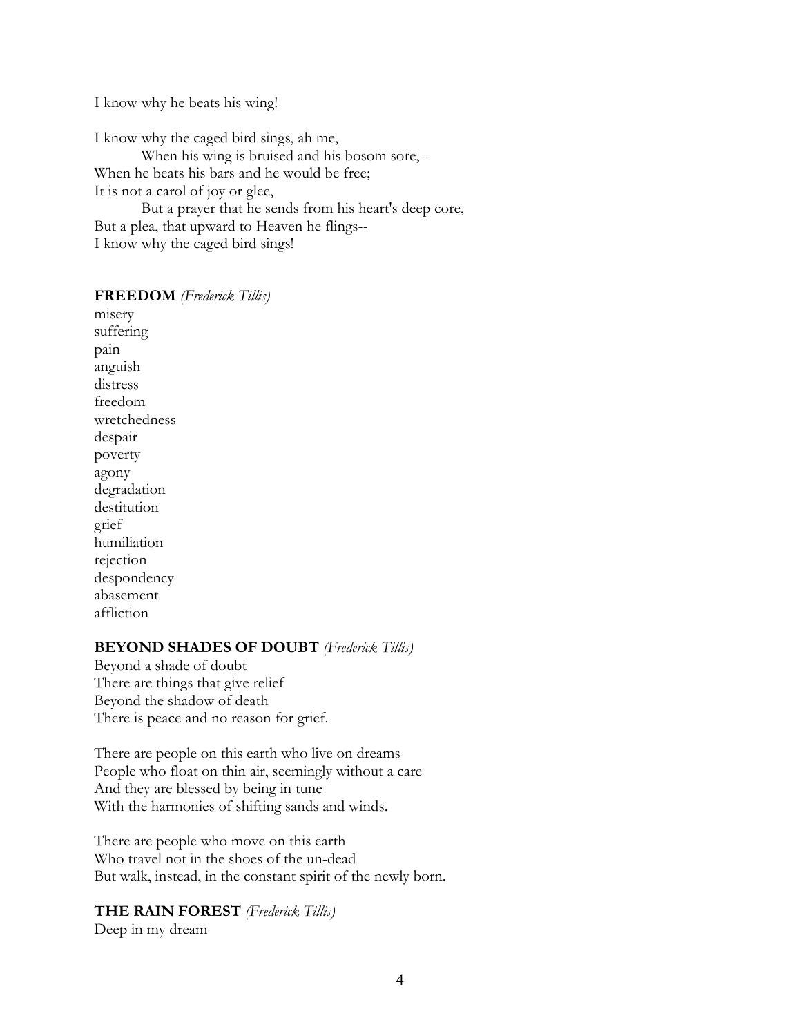I know why he beats his wing!

I know why the caged bird sings, ah me,
    When his wing is bruised and his bosom sore,--
When he beats his bars and he would be free;
It is not a carol of joy or glee,
    But a prayer that he sends from his heart's deep core,
But a plea, that upward to Heaven he flings--
I know why the caged bird sings!

**FREEDOM** *(Frederick Tillis)*
misery
suffering
pain
anguish
distress
freedom
wretchedness
despair
poverty
agony
degradation
destitution
grief
humiliation
rejection
despondency
abasement
affliction

**BEYOND SHADES OF DOUBT** *(Frederick Tillis)*
Beyond a shade of doubt
There are things that give relief
Beyond the shadow of death
There is peace and no reason for grief.

There are people on this earth who live on dreams
People who float on thin air, seemingly without a care
And they are blessed by being in tune
With the harmonies of shifting sands and winds.

There are people who move on this earth
Who travel not in the shoes of the un-dead
But walk, instead, in the constant spirit of the newly born.

**THE RAIN FOREST** *(Frederick Tillis)*
Deep in my dream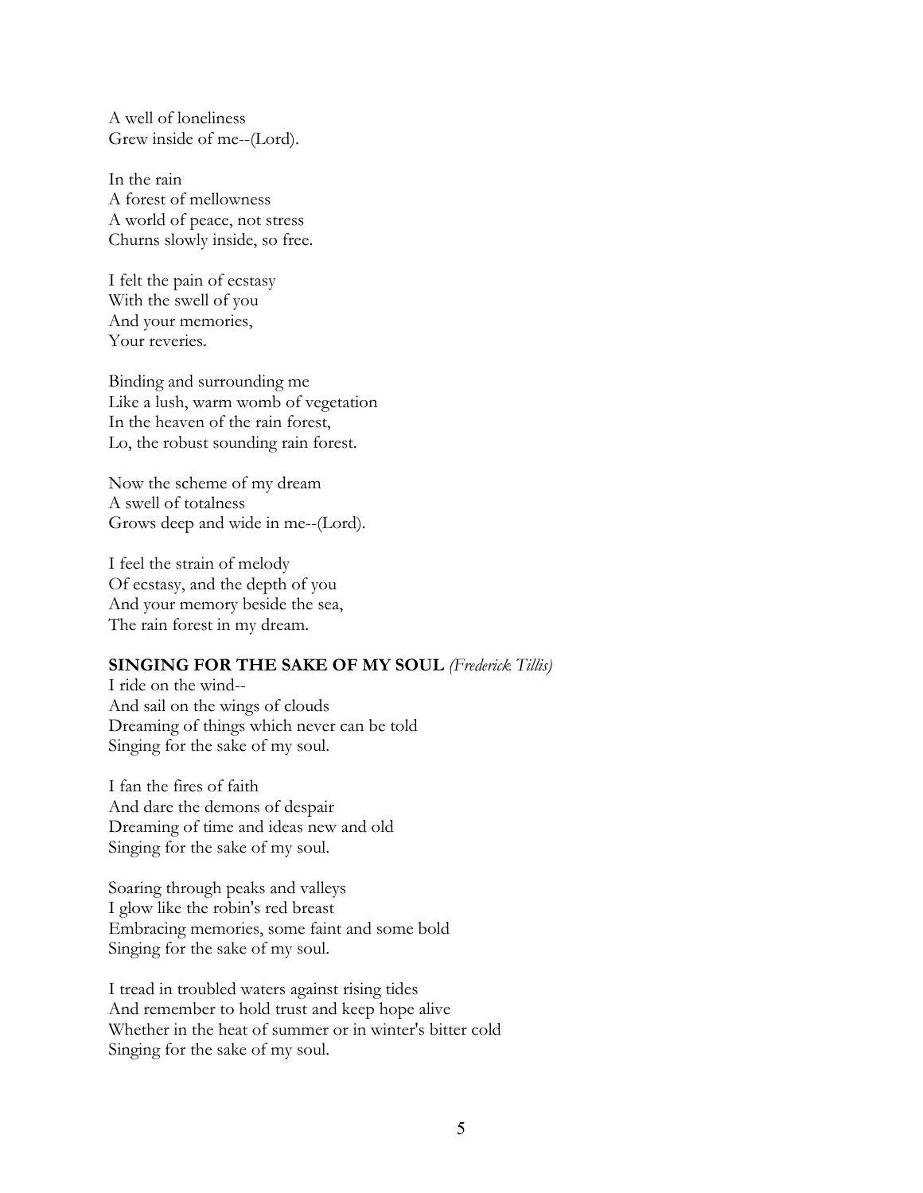A well of loneliness
Grew inside of me--(Lord).

In the rain
A forest of mellowness
A world of peace, not stress
Churns slowly inside, so free.

I felt the pain of ecstasy
With the swell of you
And your memories,
Your reveries.

Binding and surrounding me
Like a lush, warm womb of vegetation
In the heaven of the rain forest,
Lo, the robust sounding rain forest.

Now the scheme of my dream
A swell of totalness
Grows deep and wide in me--(Lord).

I feel the strain of melody
Of ecstasy, and the depth of you
And your memory beside the sea,
The rain forest in my dream.

**SINGING FOR THE SAKE OF MY SOUL** *(Frederick Tillis)*
I ride on the wind--
And sail on the wings of clouds
Dreaming of things which never can be told
Singing for the sake of my soul.

I fan the fires of faith
And dare the demons of despair
Dreaming of time and ideas new and old
Singing for the sake of my soul.

Soaring through peaks and valleys
I glow like the robin's red breast
Embracing memories, some faint and some bold
Singing for the sake of my soul.

I tread in troubled waters against rising tides
And remember to hold trust and keep hope alive
Whether in the heat of summer or in winter's bitter cold
Singing for the sake of my soul.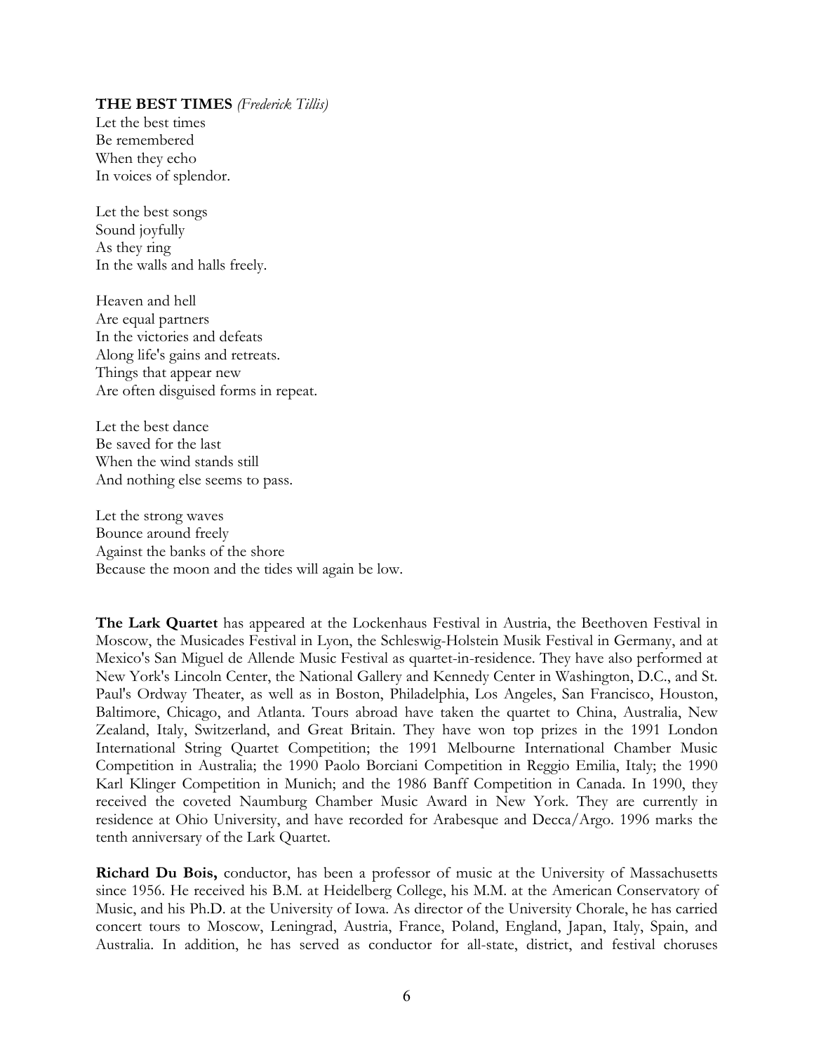**THE BEST TIMES** *(Frederick Tillis)*

Let the best times
Be remembered
When they echo
In voices of splendor.

Let the best songs
Sound joyfully
As they ring
In the walls and halls freely.

Heaven and hell
Are equal partners
In the victories and defeats
Along life's gains and retreats.
Things that appear new
Are often disguised forms in repeat.

Let the best dance
Be saved for the last
When the wind stands still
And nothing else seems to pass.

Let the strong waves
Bounce around freely
Against the banks of the shore
Because the moon and the tides will again be low.

**The Lark Quartet** has appeared at the Lockenhaus Festival in Austria, the Beethoven Festival in Moscow, the Musicades Festival in Lyon, the Schleswig-Holstein Musik Festival in Germany, and at Mexico's San Miguel de Allende Music Festival as quartet-in-residence. They have also performed at New York's Lincoln Center, the National Gallery and Kennedy Center in Washington, D.C., and St. Paul's Ordway Theater, as well as in Boston, Philadelphia, Los Angeles, San Francisco, Houston, Baltimore, Chicago, and Atlanta. Tours abroad have taken the quartet to China, Australia, New Zealand, Italy, Switzerland, and Great Britain. They have won top prizes in the 1991 London International String Quartet Competition; the 1991 Melbourne International Chamber Music Competition in Australia; the 1990 Paolo Borciani Competition in Reggio Emilia, Italy; the 1990 Karl Klinger Competition in Munich; and the 1986 Banff Competition in Canada. In 1990, they received the coveted Naumburg Chamber Music Award in New York. They are currently in residence at Ohio University, and have recorded for Arabesque and Decca/Argo. 1996 marks the tenth anniversary of the Lark Quartet.

**Richard Du Bois,** conductor, has been a professor of music at the University of Massachusetts since 1956. He received his B.M. at Heidelberg College, his M.M. at the American Conservatory of Music, and his Ph.D. at the University of Iowa. As director of the University Chorale, he has carried concert tours to Moscow, Leningrad, Austria, France, Poland, England, Japan, Italy, Spain, and Australia. In addition, he has served as conductor for all-state, district, and festival choruses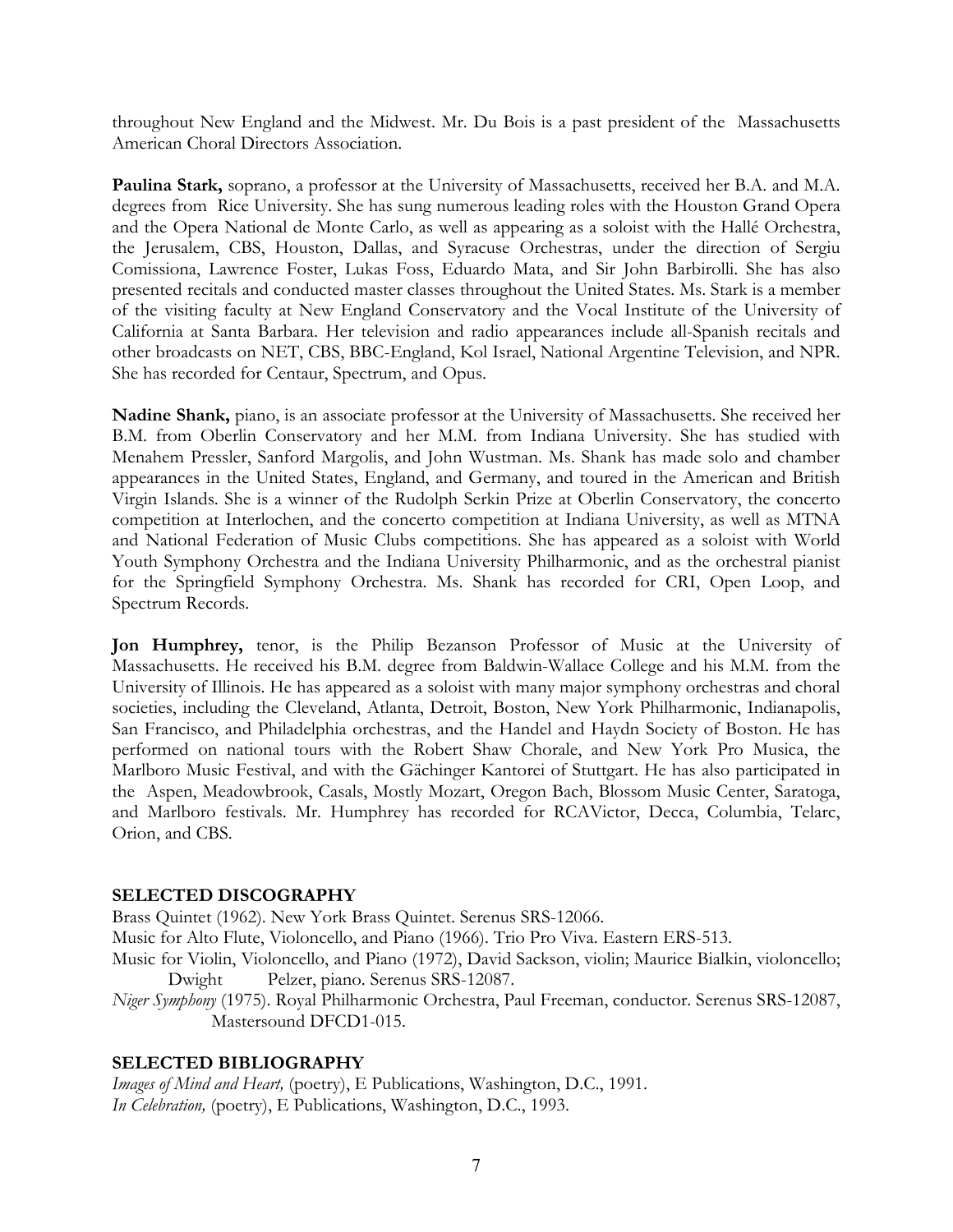throughout New England and the Midwest. Mr. Du Bois is a past president of the Massachusetts American Choral Directors Association.

**Paulina Stark,** soprano, a professor at the University of Massachusetts, received her B.A. and M.A. degrees from Rice University. She has sung numerous leading roles with the Houston Grand Opera and the Opera National de Monte Carlo, as well as appearing as a soloist with the Hallé Orchestra, the Jerusalem, CBS, Houston, Dallas, and Syracuse Orchestras, under the direction of Sergiu Comissiona, Lawrence Foster, Lukas Foss, Eduardo Mata, and Sir John Barbirolli. She has also presented recitals and conducted master classes throughout the United States. Ms. Stark is a member of the visiting faculty at New England Conservatory and the Vocal Institute of the University of California at Santa Barbara. Her television and radio appearances include all-Spanish recitals and other broadcasts on NET, CBS, BBC-England, Kol Israel, National Argentine Television, and NPR. She has recorded for Centaur, Spectrum, and Opus.

**Nadine Shank,** piano, is an associate professor at the University of Massachusetts. She received her B.M. from Oberlin Conservatory and her M.M. from Indiana University. She has studied with Menahem Pressler, Sanford Margolis, and John Wustman. Ms. Shank has made solo and chamber appearances in the United States, England, and Germany, and toured in the American and British Virgin Islands. She is a winner of the Rudolph Serkin Prize at Oberlin Conservatory, the concerto competition at Interlochen, and the concerto competition at Indiana University, as well as MTNA and National Federation of Music Clubs competitions. She has appeared as a soloist with World Youth Symphony Orchestra and the Indiana University Philharmonic, and as the orchestral pianist for the Springfield Symphony Orchestra. Ms. Shank has recorded for CRI, Open Loop, and Spectrum Records.

**Jon Humphrey,** tenor, is the Philip Bezanson Professor of Music at the University of Massachusetts. He received his B.M. degree from Baldwin-Wallace College and his M.M. from the University of Illinois. He has appeared as a soloist with many major symphony orchestras and choral societies, including the Cleveland, Atlanta, Detroit, Boston, New York Philharmonic, Indianapolis, San Francisco, and Philadelphia orchestras, and the Handel and Haydn Society of Boston. He has performed on national tours with the Robert Shaw Chorale, and New York Pro Musica, the Marlboro Music Festival, and with the Gächinger Kantorei of Stuttgart. He has also participated in the Aspen, Meadowbrook, Casals, Mostly Mozart, Oregon Bach, Blossom Music Center, Saratoga, and Marlboro festivals. Mr. Humphrey has recorded for RCAVictor, Decca, Columbia, Telarc, Orion, and CBS.

## SELECTED DISCOGRAPHY

Brass Quintet (1962). New York Brass Quintet. Serenus SRS-12066.

Music for Alto Flute, Violoncello, and Piano (1966). Trio Pro Viva. Eastern ERS-513.

Music for Violin, Violoncello, and Piano (1972), David Sackson, violin; Maurice Bialkin, violoncello; Dwight Pelzer, piano. Serenus SRS-12087.

*Niger Symphony* (1975). Royal Philharmonic Orchestra, Paul Freeman, conductor. Serenus SRS-12087, Mastersound DFCD1-015.

## SELECTED BIBLIOGRAPHY

*Images of Mind and Heart,* (poetry), E Publications, Washington, D.C., 1991.

*In Celebration,* (poetry), E Publications, Washington, D.C., 1993.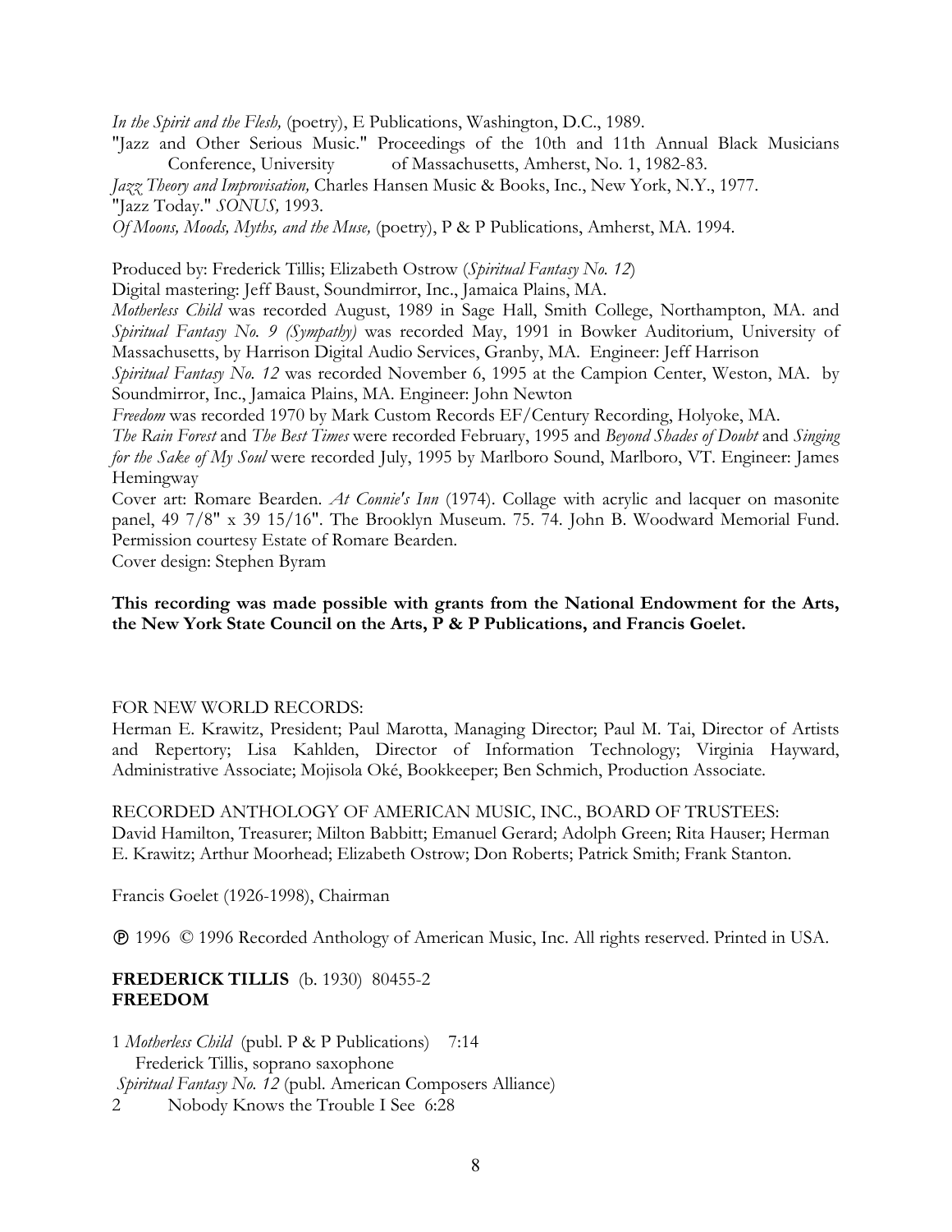*In the Spirit and the Flesh,* (poetry), E Publications, Washington, D.C., 1989.
"Jazz and Other Serious Music." Proceedings of the 10th and 11th Annual Black Musicians Conference, University of Massachusetts, Amherst, No. 1, 1982-83.
*Jazz Theory and Improvisation,* Charles Hansen Music & Books, Inc., New York, N.Y., 1977.
"Jazz Today." *SONUS,* 1993.
*Of Moons, Moods, Myths, and the Muse,* (poetry), P & P Publications, Amherst, MA. 1994.

Produced by: Frederick Tillis; Elizabeth Ostrow (*Spiritual Fantasy No. 12*)
Digital mastering: Jeff Baust, Soundmirror, Inc., Jamaica Plains, MA.
*Motherless Child* was recorded August, 1989 in Sage Hall, Smith College, Northampton, MA. and *Spiritual Fantasy No. 9 (Sympathy)* was recorded May, 1991 in Bowker Auditorium, University of Massachusetts, by Harrison Digital Audio Services, Granby, MA. Engineer: Jeff Harrison
*Spiritual Fantasy No. 12* was recorded November 6, 1995 at the Campion Center, Weston, MA. by Soundmirror, Inc., Jamaica Plains, MA. Engineer: John Newton
*Freedom* was recorded 1970 by Mark Custom Records EF/Century Recording, Holyoke, MA.
*The Rain Forest* and *The Best Times* were recorded February, 1995 and *Beyond Shades of Doubt* and *Singing for the Sake of My Soul* were recorded July, 1995 by Marlboro Sound, Marlboro, VT. Engineer: James Hemingway
Cover art: Romare Bearden. *At Connie's Inn* (1974). Collage with acrylic and lacquer on masonite panel, 49 7/8" x 39 15/16". The Brooklyn Museum. 75. 74. John B. Woodward Memorial Fund. Permission courtesy Estate of Romare Bearden.
Cover design: Stephen Byram

**This recording was made possible with grants from the National Endowment for the Arts, the New York State Council on the Arts, P & P Publications, and Francis Goelet.**

FOR NEW WORLD RECORDS:
Herman E. Krawitz, President; Paul Marotta, Managing Director; Paul M. Tai, Director of Artists and Repertory; Lisa Kahlden, Director of Information Technology; Virginia Hayward, Administrative Associate; Mojisola Oké, Bookkeeper; Ben Schmich, Production Associate.

RECORDED ANTHOLOGY OF AMERICAN MUSIC, INC., BOARD OF TRUSTEES:
David Hamilton, Treasurer; Milton Babbitt; Emanuel Gerard; Adolph Green; Rita Hauser; Herman E. Krawitz; Arthur Moorhead; Elizabeth Ostrow; Don Roberts; Patrick Smith; Frank Stanton.

Francis Goelet (1926-1998), Chairman

℗ 1996 © 1996 Recorded Anthology of American Music, Inc. All rights reserved. Printed in USA.

**FREDERICK TILLIS** (b. 1930) 80455-2
**FREEDOM**

1 *Motherless Child* (publ. P & P Publications) 7:14
Frederick Tillis, soprano saxophone
*Spiritual Fantasy No. 12* (publ. American Composers Alliance)
2 Nobody Knows the Trouble I See 6:28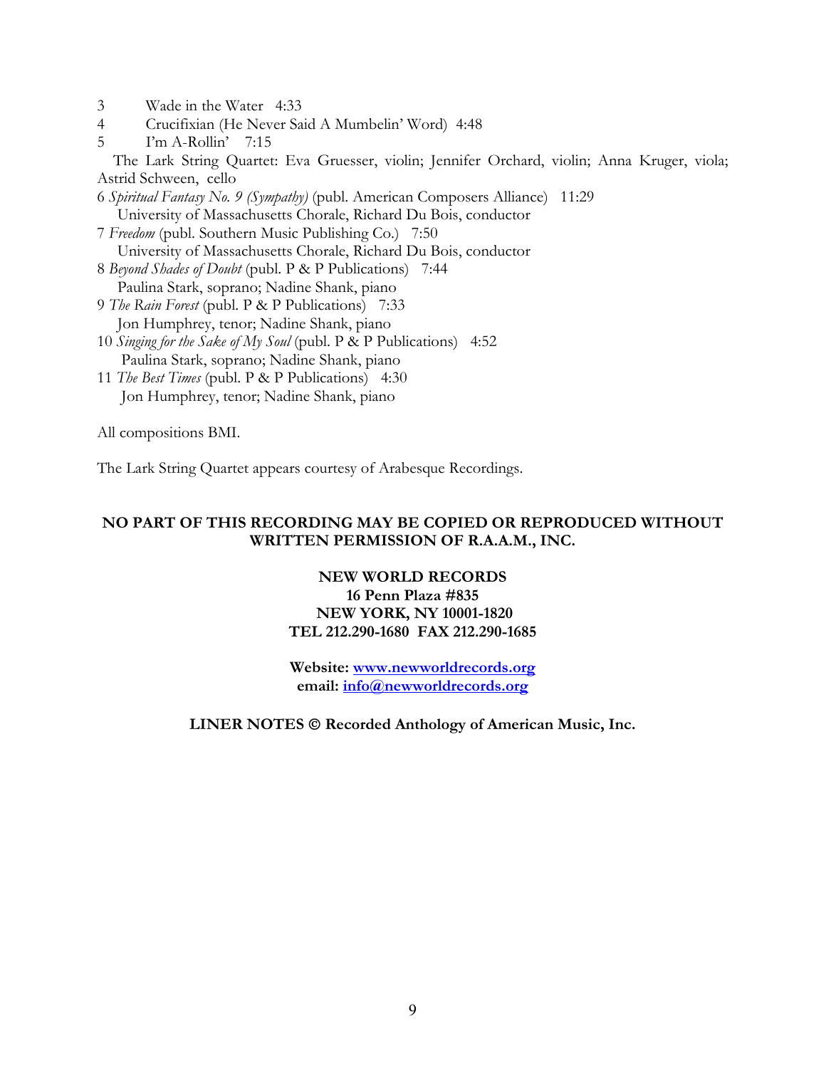3 Wade in the Water 4:33
4 Crucifixian (He Never Said A Mumbelin' Word) 4:48
5 I'm A-Rollin' 7:15
The Lark String Quartet: Eva Gruesser, violin; Jennifer Orchard, violin; Anna Kruger, viola; Astrid Schween, cello

6 *Spiritual Fantasy No. 9 (Sympathy)* (publ. American Composers Alliance) 11:29
University of Massachusetts Chorale, Richard Du Bois, conductor

7 *Freedom* (publ. Southern Music Publishing Co.) 7:50
University of Massachusetts Chorale, Richard Du Bois, conductor

8 *Beyond Shades of Doubt* (publ. P & P Publications) 7:44
Paulina Stark, soprano; Nadine Shank, piano

9 *The Rain Forest* (publ. P & P Publications) 7:33
Jon Humphrey, tenor; Nadine Shank, piano

10 *Singing for the Sake of My Soul* (publ. P & P Publications) 4:52
Paulina Stark, soprano; Nadine Shank, piano

11 *The Best Times* (publ. P & P Publications) 4:30
Jon Humphrey, tenor; Nadine Shank, piano

All compositions BMI.

The Lark String Quartet appears courtesy of Arabesque Recordings.

**NO PART OF THIS RECORDING MAY BE COPIED OR REPRODUCED WITHOUT WRITTEN PERMISSION OF R.A.A.M., INC.**

**NEW WORLD RECORDS**
**16 Penn Plaza #835**
**NEW YORK, NY 10001-1820**
**TEL 212.290-1680 FAX 212.290-1685**

**Website: www.newworldrecords.org**
**email: info@newworldrecords.org**

**LINER NOTES © Recorded Anthology of American Music, Inc.**